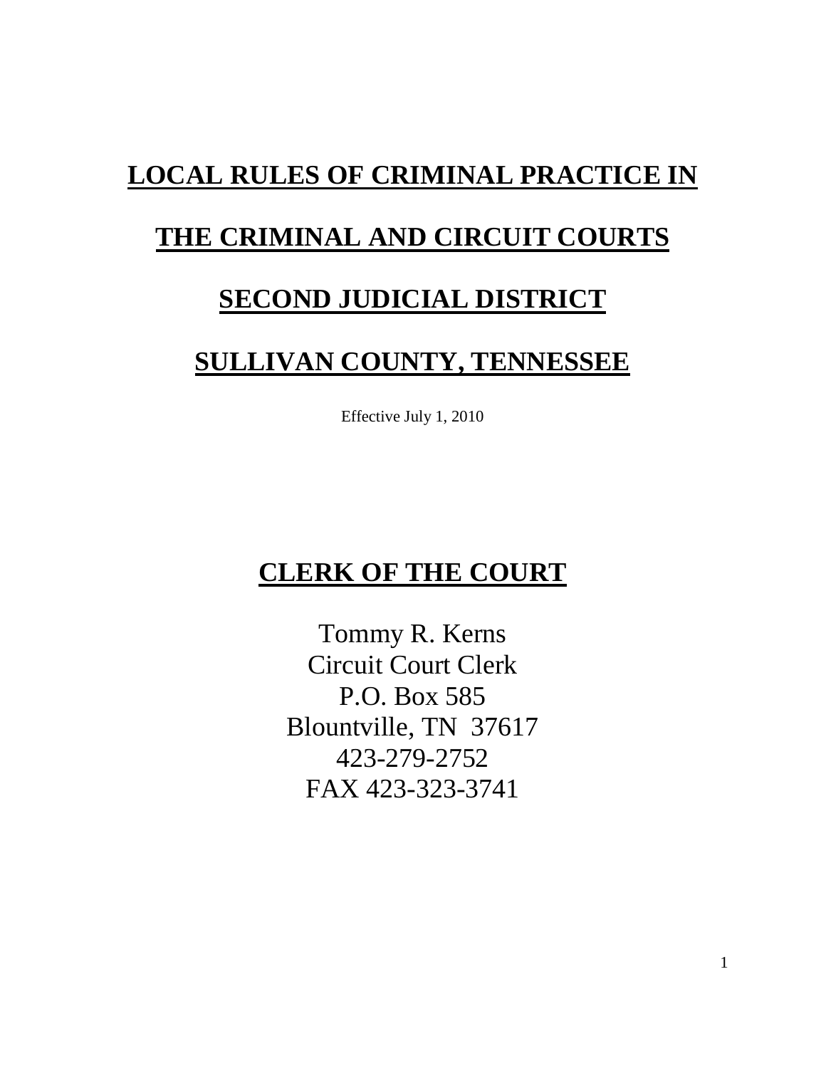# LOCAL RULES OF CRIMINAL PRACTICE IN

# THE CRIMINAL AND CIRCUIT COURTS

# SECOND JUDICIAL DISTRICT

# SULLIVAN COUNTY, TENNESSEE

Effective July 1, 2010

## CLERK OF THE COURT

Tommy R. Kerns
Circuit Court Clerk
P.O. Box 585
Blountville, TN 37617
423-279-2752
FAX 423-323-3741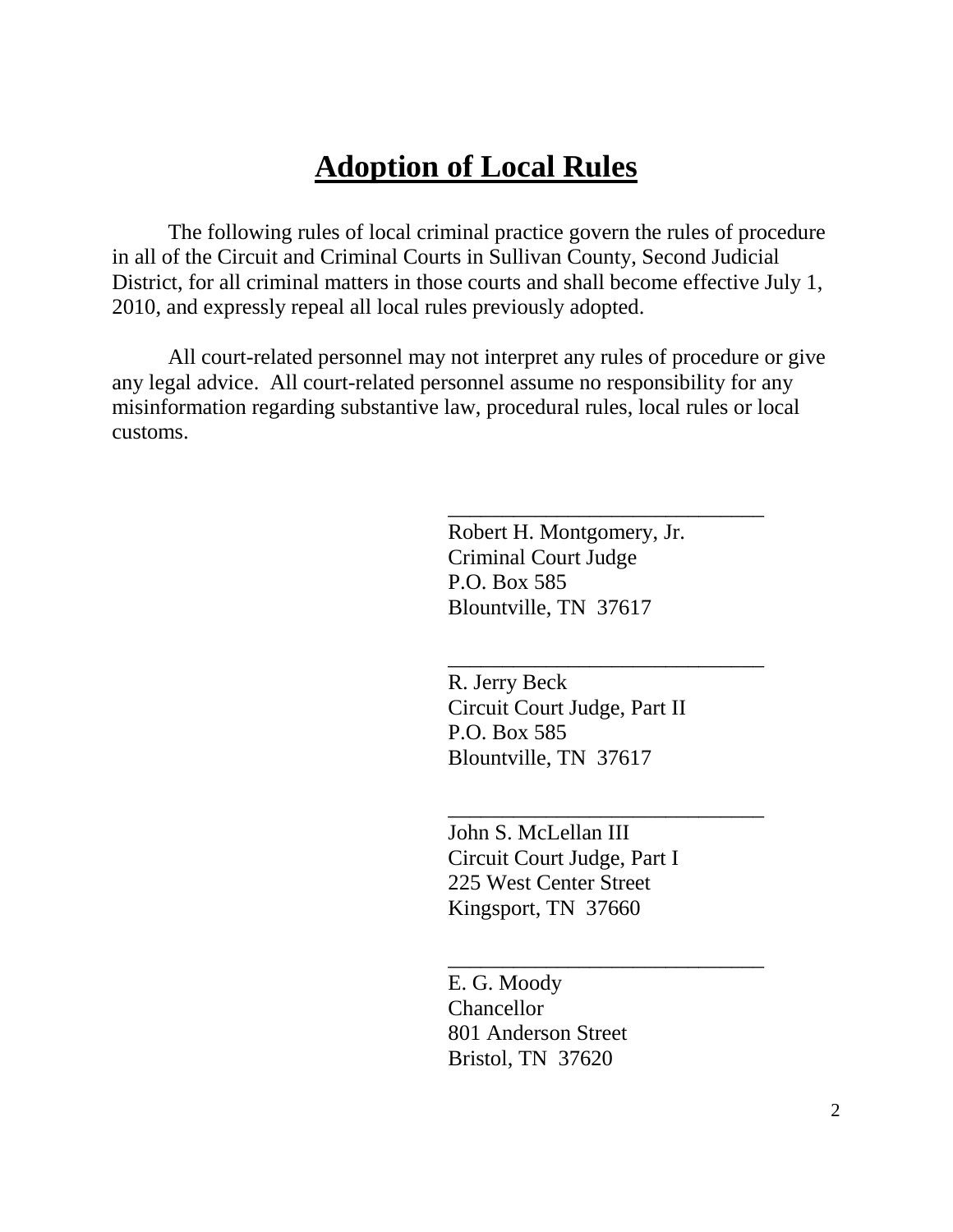# Adoption of Local Rules

The following rules of local criminal practice govern the rules of procedure in all of the Circuit and Criminal Courts in Sullivan County, Second Judicial District, for all criminal matters in those courts and shall become effective July 1, 2010, and expressly repeal all local rules previously adopted.

All court-related personnel may not interpret any rules of procedure or give any legal advice. All court-related personnel assume no responsibility for any misinformation regarding substantive law, procedural rules, local rules or local customs.

\_\_\_\_\_\_\_\_\_\_\_\_\_\_\_\_\_\_\_\_\_\_\_\_\_\_\_\_\_\_
Robert H. Montgomery, Jr.
Criminal Court Judge
P.O. Box 585
Blountville, TN 37617

\_\_\_\_\_\_\_\_\_\_\_\_\_\_\_\_\_\_\_\_\_\_\_\_\_\_\_\_\_\_
R. Jerry Beck
Circuit Court Judge, Part II
P.O. Box 585
Blountville, TN 37617

\_\_\_\_\_\_\_\_\_\_\_\_\_\_\_\_\_\_\_\_\_\_\_\_\_\_\_\_\_\_
John S. McLellan III
Circuit Court Judge, Part I
225 West Center Street
Kingsport, TN 37660

\_\_\_\_\_\_\_\_\_\_\_\_\_\_\_\_\_\_\_\_\_\_\_\_\_\_\_\_\_\_
E. G. Moody
Chancellor
801 Anderson Street
Bristol, TN 37620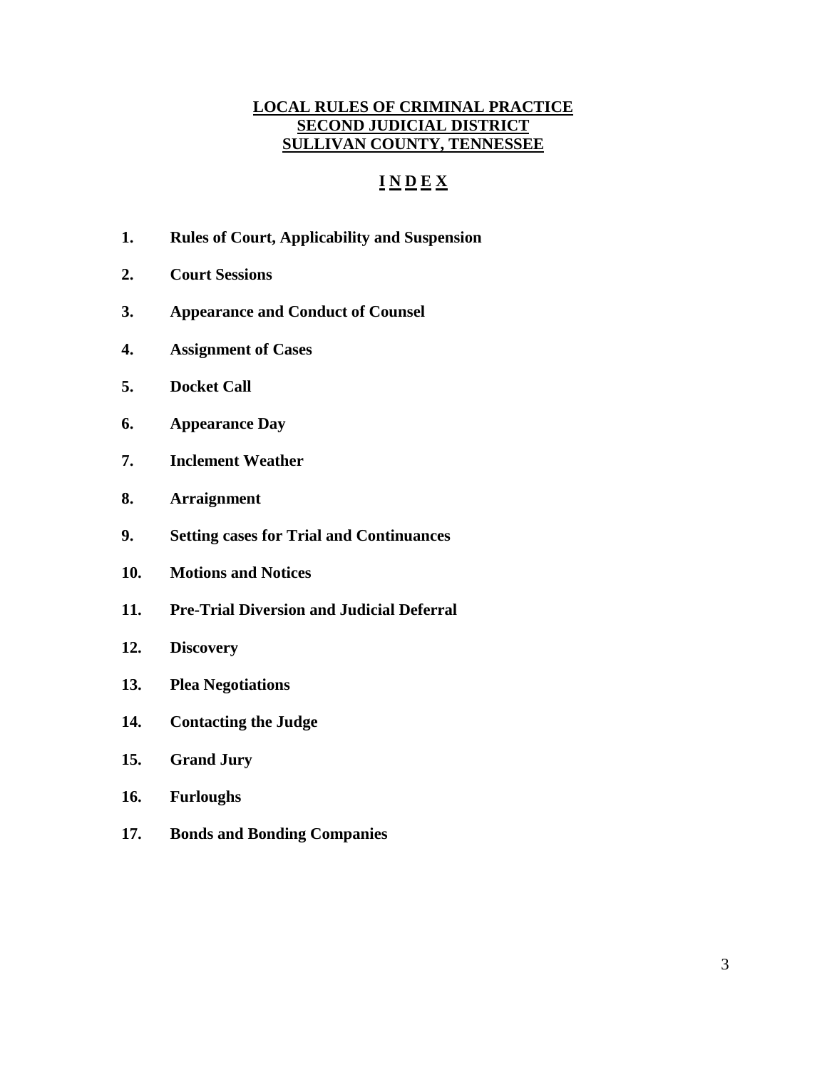# LOCAL RULES OF CRIMINAL PRACTICE
# SECOND JUDICIAL DISTRICT
# SULLIVAN COUNTY, TENNESSEE

## I N D E X

**1. Rules of Court, Applicability and Suspension**

**2. Court Sessions**

**3. Appearance and Conduct of Counsel**

**4. Assignment of Cases**

**5. Docket Call**

**6. Appearance Day**

**7. Inclement Weather**

**8. Arraignment**

**9. Setting cases for Trial and Continuances**

**10. Motions and Notices**

**11. Pre-Trial Diversion and Judicial Deferral**

**12. Discovery**

**13. Plea Negotiations**

**14. Contacting the Judge**

**15. Grand Jury**

**16. Furloughs**

**17. Bonds and Bonding Companies**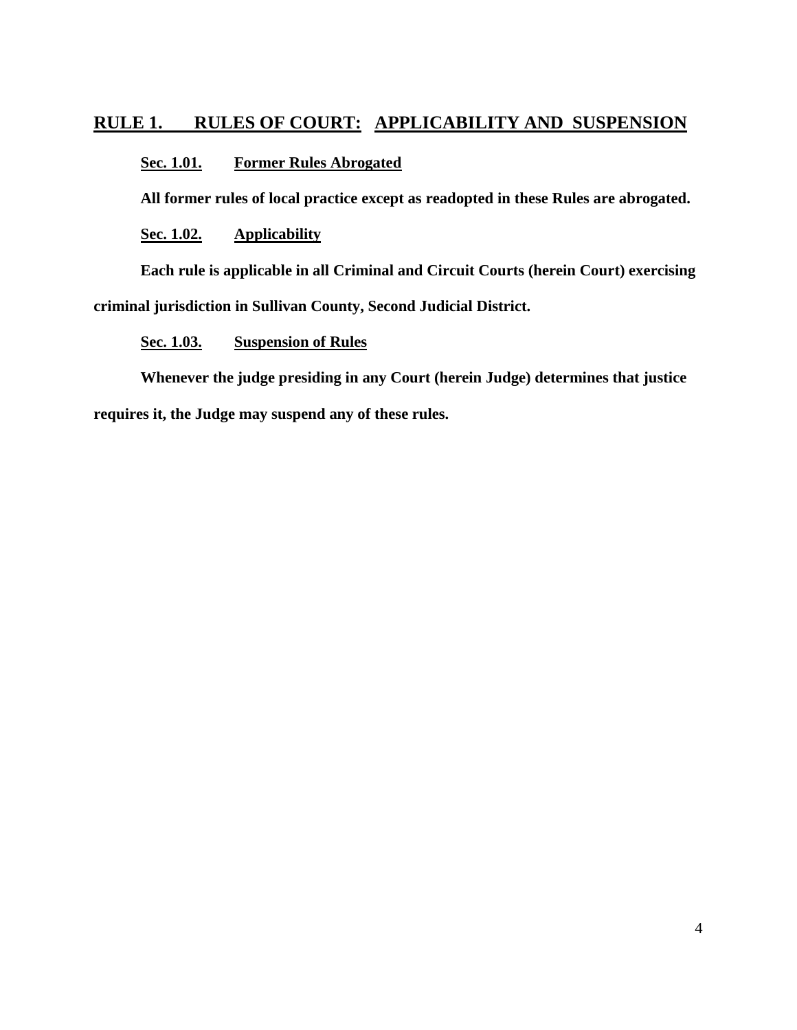# RULE 1. RULES OF COURT: APPLICABILITY AND SUSPENSION

## Sec. 1.01. Former Rules Abrogated

**All former rules of local practice except as readopted in these Rules are abrogated.**

## Sec. 1.02. Applicability

**Each rule is applicable in all Criminal and Circuit Courts (herein Court) exercising criminal jurisdiction in Sullivan County, Second Judicial District.**

## Sec. 1.03. Suspension of Rules

**Whenever the judge presiding in any Court (herein Judge) determines that justice requires it, the Judge may suspend any of these rules.**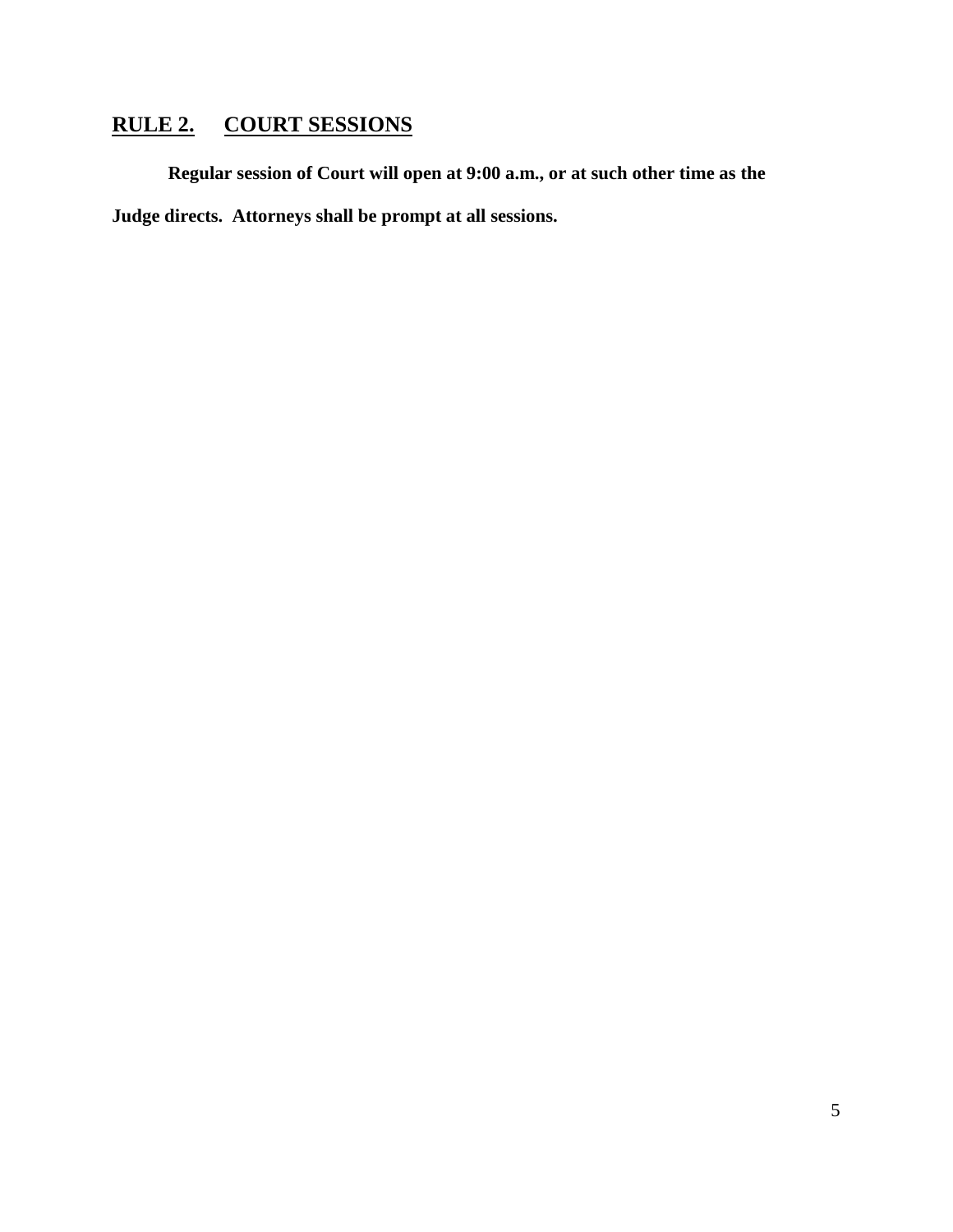## RULE 2. COURT SESSIONS

**Regular session of Court will open at 9:00 a.m., or at such other time as the Judge directs. Attorneys shall be prompt at all sessions.**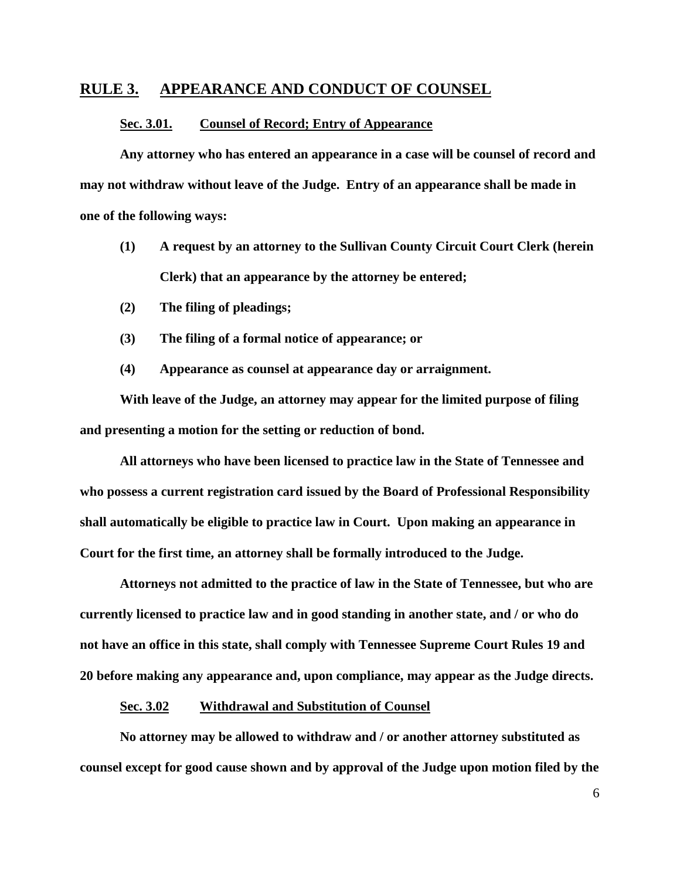## RULE 3. APPEARANCE AND CONDUCT OF COUNSEL

### Sec. 3.01. Counsel of Record; Entry of Appearance

**Any attorney who has entered an appearance in a case will be counsel of record and may not withdraw without leave of the Judge. Entry of an appearance shall be made in one of the following ways:**

**(1) A request by an attorney to the Sullivan County Circuit Court Clerk (herein Clerk) that an appearance by the attorney be entered;**

**(2) The filing of pleadings;**

**(3) The filing of a formal notice of appearance; or**

**(4) Appearance as counsel at appearance day or arraignment.**

**With leave of the Judge, an attorney may appear for the limited purpose of filing and presenting a motion for the setting or reduction of bond.**

**All attorneys who have been licensed to practice law in the State of Tennessee and who possess a current registration card issued by the Board of Professional Responsibility shall automatically be eligible to practice law in Court. Upon making an appearance in Court for the first time, an attorney shall be formally introduced to the Judge.**

**Attorneys not admitted to the practice of law in the State of Tennessee, but who are currently licensed to practice law and in good standing in another state, and / or who do not have an office in this state, shall comply with Tennessee Supreme Court Rules 19 and 20 before making any appearance and, upon compliance, may appear as the Judge directs.**

### Sec. 3.02 Withdrawal and Substitution of Counsel

**No attorney may be allowed to withdraw and / or another attorney substituted as counsel except for good cause shown and by approval of the Judge upon motion filed by the**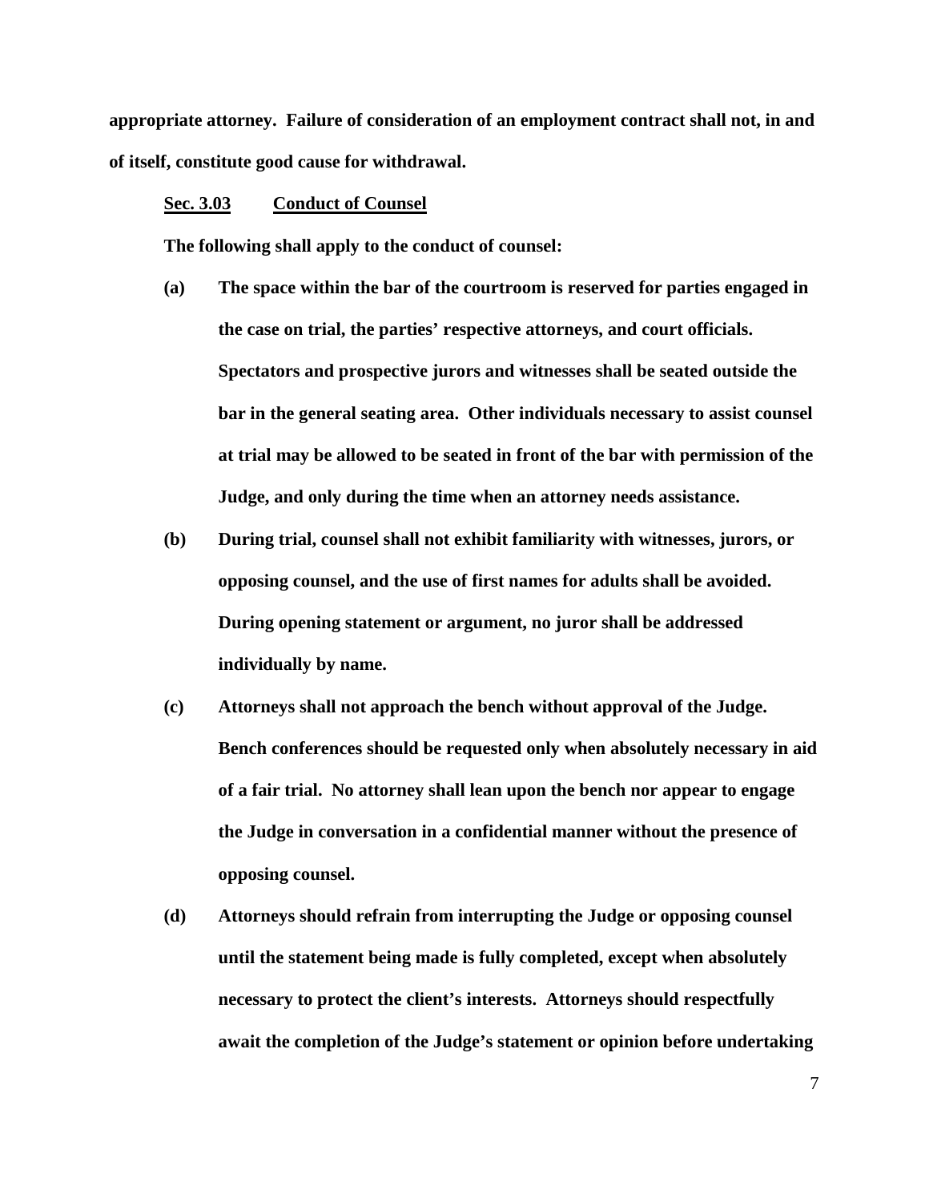**appropriate attorney. Failure of consideration of an employment contract shall not, in and of itself, constitute good cause for withdrawal.**

**Sec. 3.03 Conduct of Counsel**

**The following shall apply to the conduct of counsel:**

**(a) The space within the bar of the courtroom is reserved for parties engaged in the case on trial, the parties' respective attorneys, and court officials. Spectators and prospective jurors and witnesses shall be seated outside the bar in the general seating area. Other individuals necessary to assist counsel at trial may be allowed to be seated in front of the bar with permission of the Judge, and only during the time when an attorney needs assistance.**

**(b) During trial, counsel shall not exhibit familiarity with witnesses, jurors, or opposing counsel, and the use of first names for adults shall be avoided. During opening statement or argument, no juror shall be addressed individually by name.**

**(c) Attorneys shall not approach the bench without approval of the Judge. Bench conferences should be requested only when absolutely necessary in aid of a fair trial. No attorney shall lean upon the bench nor appear to engage the Judge in conversation in a confidential manner without the presence of opposing counsel.**

**(d) Attorneys should refrain from interrupting the Judge or opposing counsel until the statement being made is fully completed, except when absolutely necessary to protect the client's interests. Attorneys should respectfully await the completion of the Judge's statement or opinion before undertaking**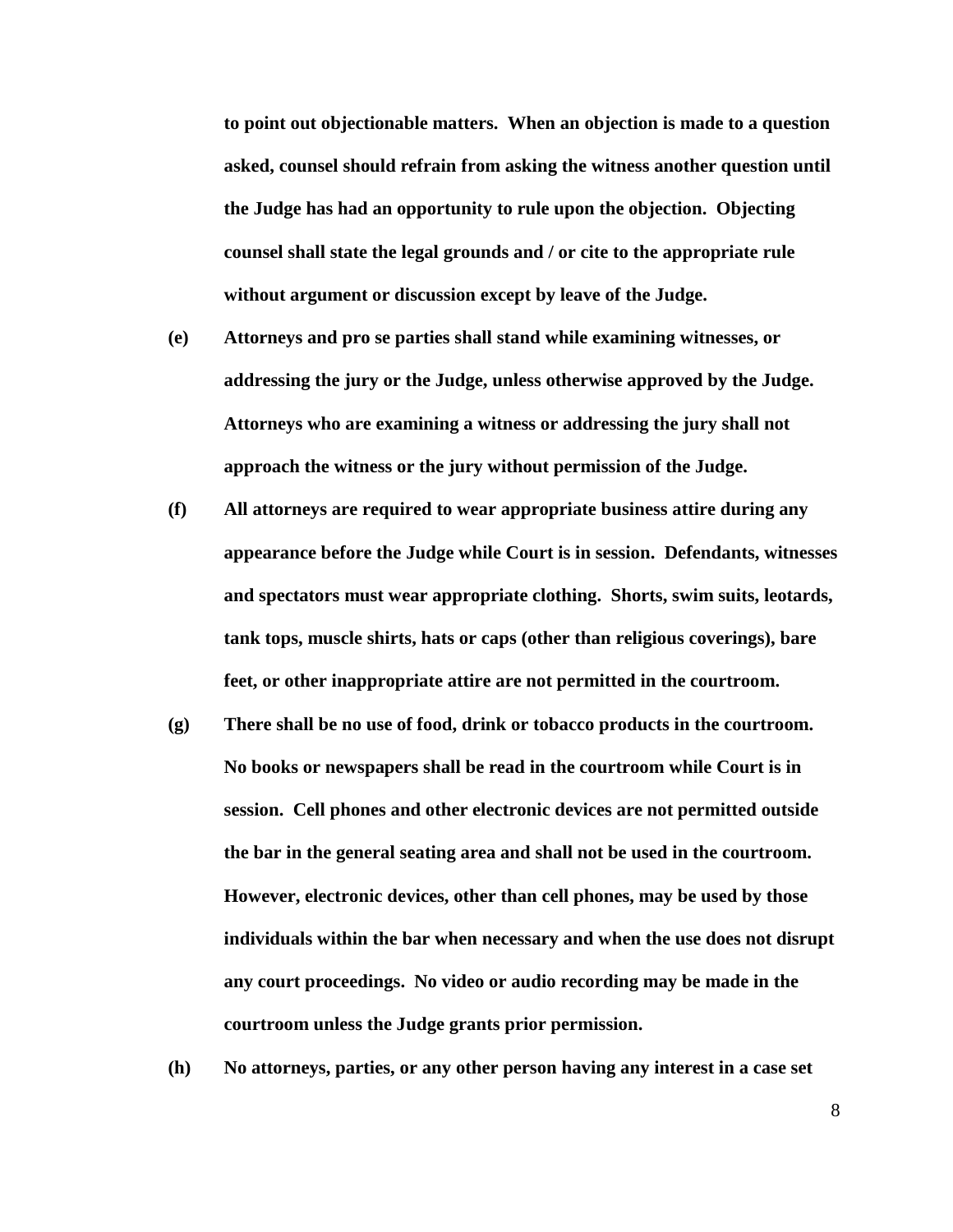**to point out objectionable matters. When an objection is made to a question asked, counsel should refrain from asking the witness another question until the Judge has had an opportunity to rule upon the objection. Objecting counsel shall state the legal grounds and / or cite to the appropriate rule without argument or discussion except by leave of the Judge.**

**(e) Attorneys and pro se parties shall stand while examining witnesses, or addressing the jury or the Judge, unless otherwise approved by the Judge. Attorneys who are examining a witness or addressing the jury shall not approach the witness or the jury without permission of the Judge.**

**(f) All attorneys are required to wear appropriate business attire during any appearance before the Judge while Court is in session. Defendants, witnesses and spectators must wear appropriate clothing. Shorts, swim suits, leotards, tank tops, muscle shirts, hats or caps (other than religious coverings), bare feet, or other inappropriate attire are not permitted in the courtroom.**

**(g) There shall be no use of food, drink or tobacco products in the courtroom. No books or newspapers shall be read in the courtroom while Court is in session. Cell phones and other electronic devices are not permitted outside the bar in the general seating area and shall not be used in the courtroom. However, electronic devices, other than cell phones, may be used by those individuals within the bar when necessary and when the use does not disrupt any court proceedings. No video or audio recording may be made in the courtroom unless the Judge grants prior permission.**

**(h) No attorneys, parties, or any other person having any interest in a case set**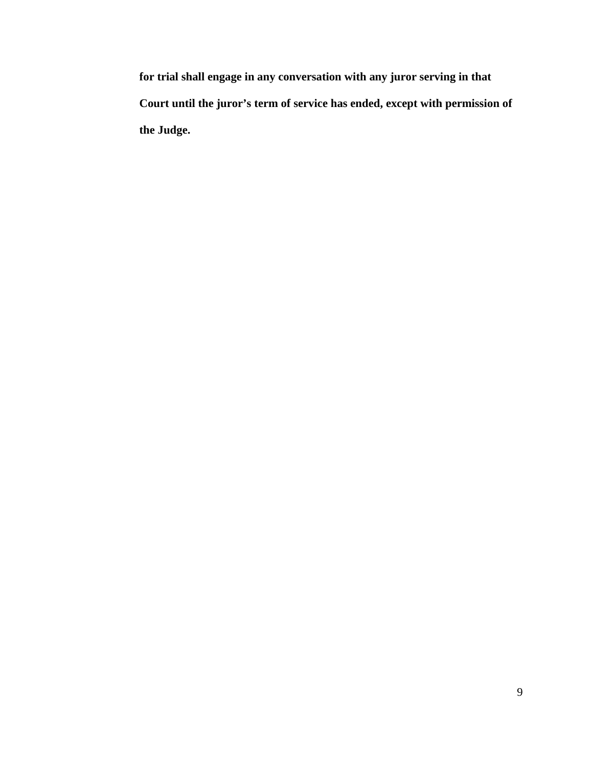**for trial shall engage in any conversation with any juror serving in that Court until the juror's term of service has ended, except with permission of the Judge.**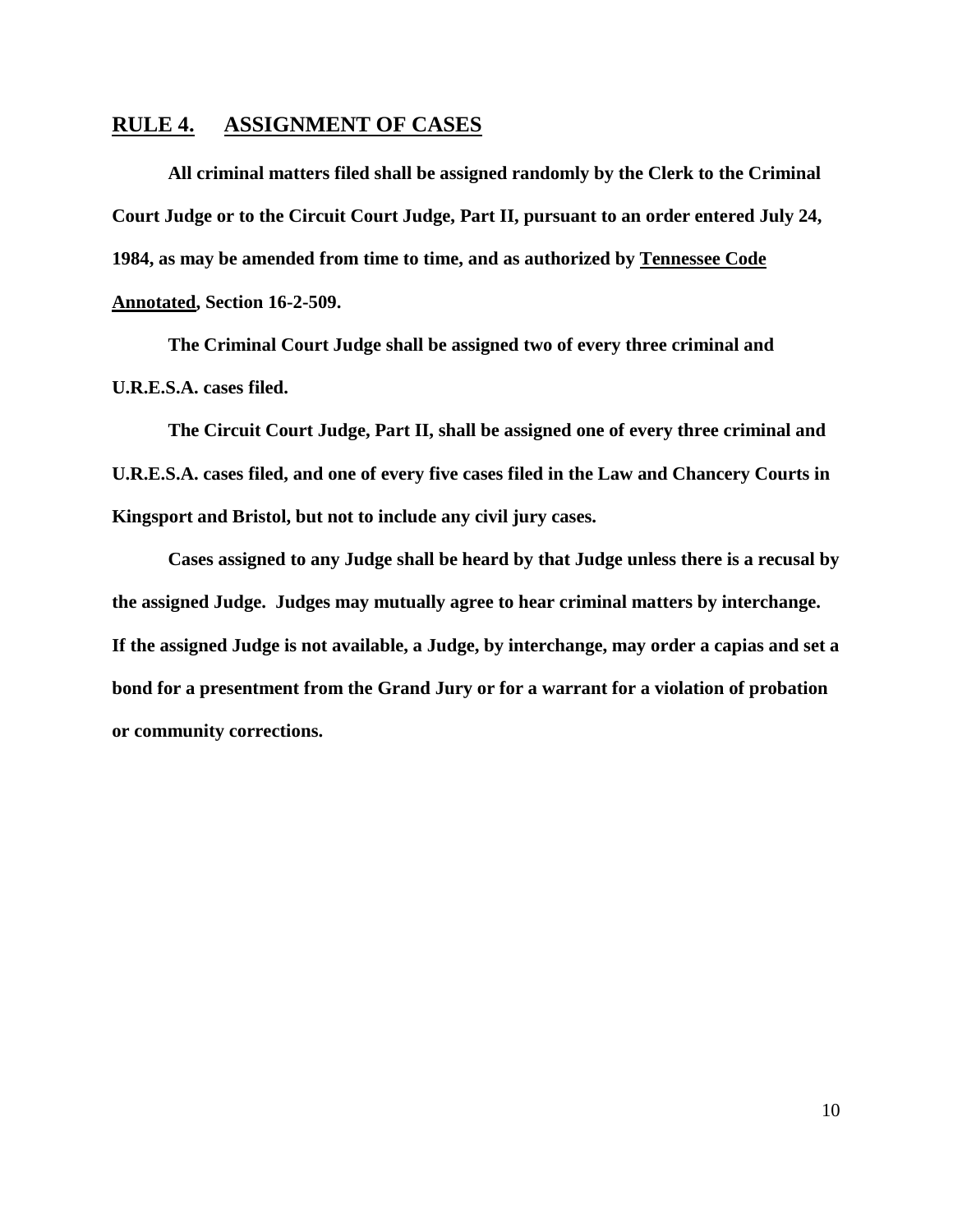## RULE 4. ASSIGNMENT OF CASES

**All criminal matters filed shall be assigned randomly by the Clerk to the Criminal Court Judge or to the Circuit Court Judge, Part II, pursuant to an order entered July 24, 1984, as may be amended from time to time, and as authorized by Tennessee Code Annotated, Section 16-2-509.**

**The Criminal Court Judge shall be assigned two of every three criminal and U.R.E.S.A. cases filed.**

**The Circuit Court Judge, Part II, shall be assigned one of every three criminal and U.R.E.S.A. cases filed, and one of every five cases filed in the Law and Chancery Courts in Kingsport and Bristol, but not to include any civil jury cases.**

**Cases assigned to any Judge shall be heard by that Judge unless there is a recusal by the assigned Judge. Judges may mutually agree to hear criminal matters by interchange. If the assigned Judge is not available, a Judge, by interchange, may order a capias and set a bond for a presentment from the Grand Jury or for a warrant for a violation of probation or community corrections.**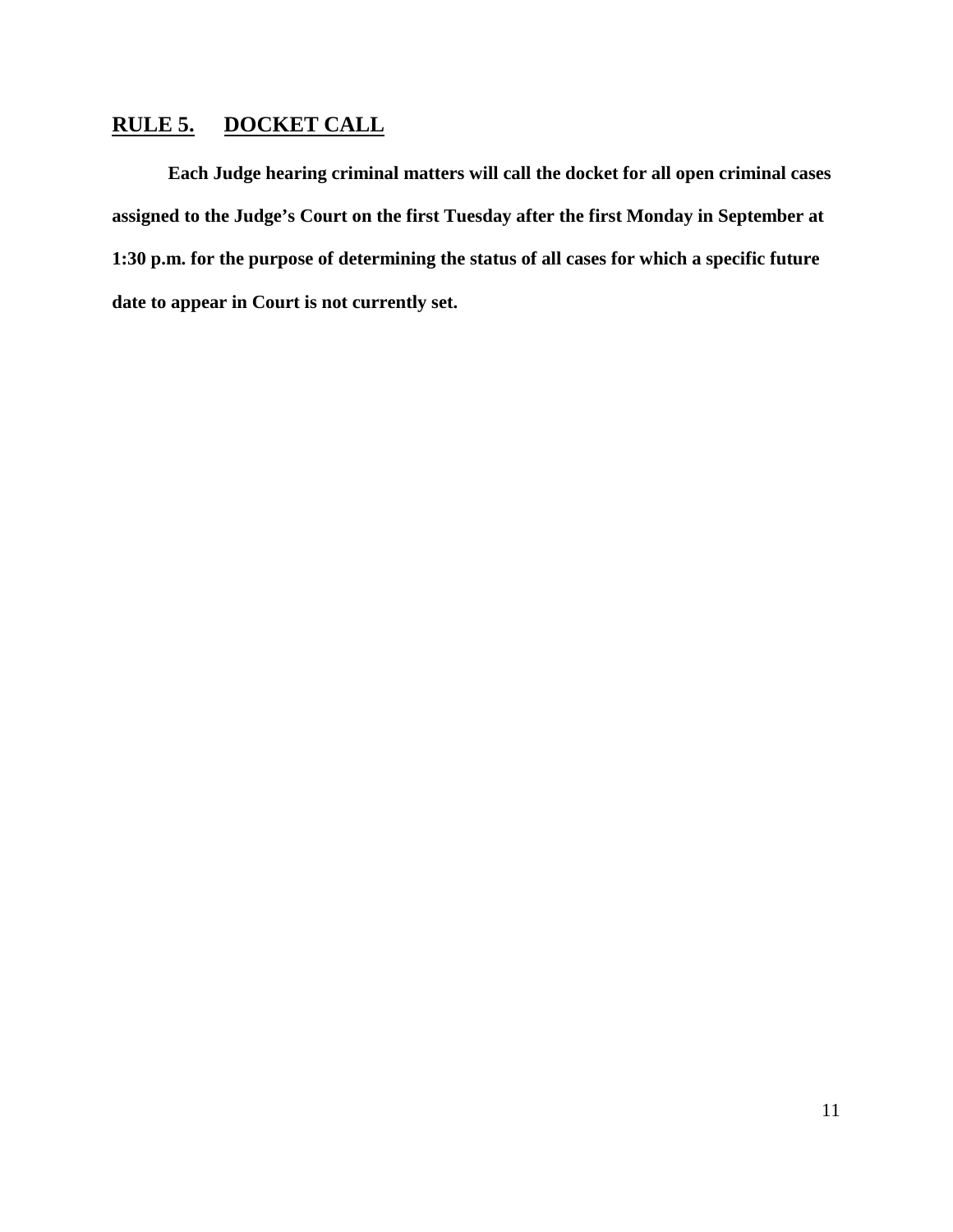## RULE 5. DOCKET CALL

**Each Judge hearing criminal matters will call the docket for all open criminal cases assigned to the Judge's Court on the first Tuesday after the first Monday in September at 1:30 p.m. for the purpose of determining the status of all cases for which a specific future date to appear in Court is not currently set.**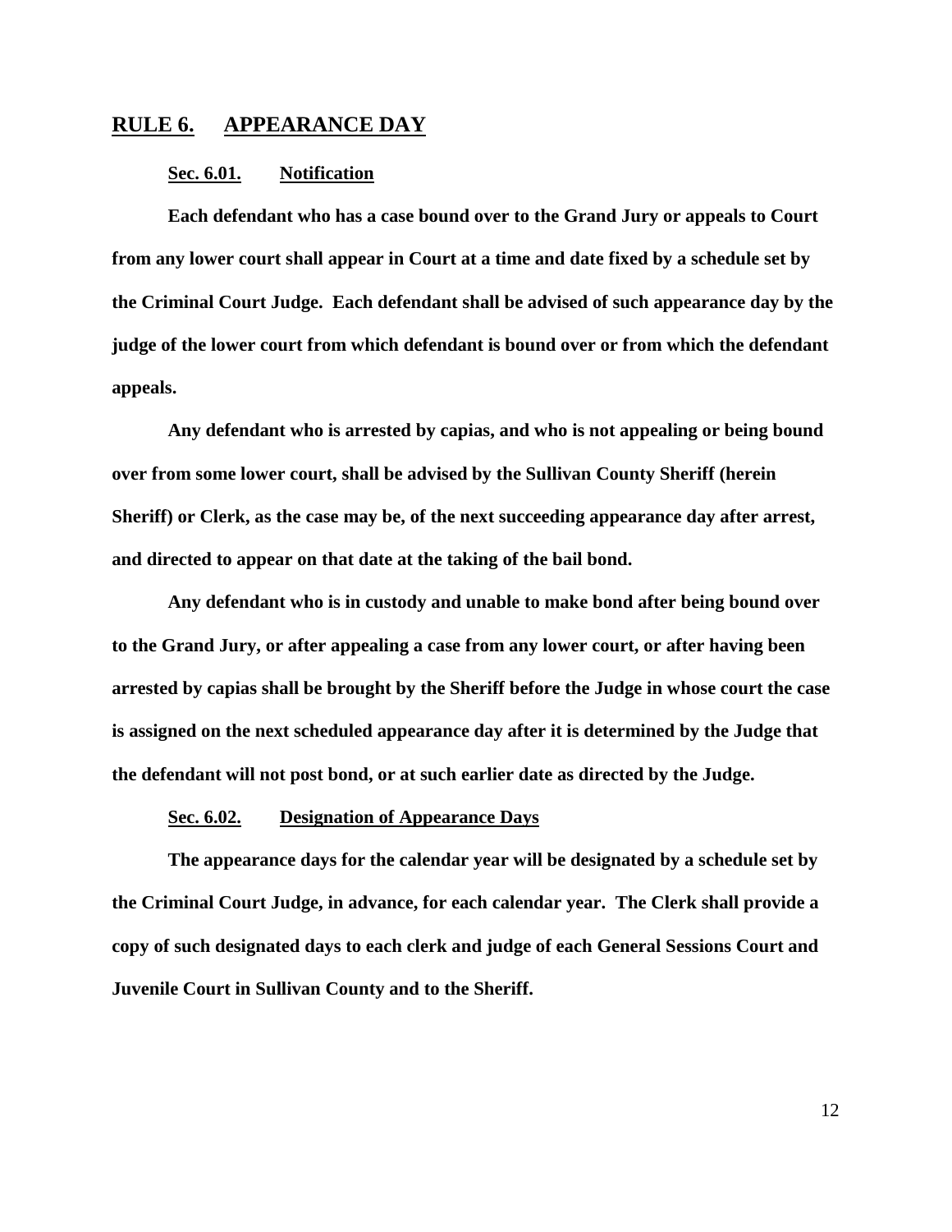## RULE 6. APPEARANCE DAY

### Sec. 6.01. Notification

**Each defendant who has a case bound over to the Grand Jury or appeals to Court from any lower court shall appear in Court at a time and date fixed by a schedule set by the Criminal Court Judge. Each defendant shall be advised of such appearance day by the judge of the lower court from which defendant is bound over or from which the defendant appeals.**

**Any defendant who is arrested by capias, and who is not appealing or being bound over from some lower court, shall be advised by the Sullivan County Sheriff (herein Sheriff) or Clerk, as the case may be, of the next succeeding appearance day after arrest, and directed to appear on that date at the taking of the bail bond.**

**Any defendant who is in custody and unable to make bond after being bound over to the Grand Jury, or after appealing a case from any lower court, or after having been arrested by capias shall be brought by the Sheriff before the Judge in whose court the case is assigned on the next scheduled appearance day after it is determined by the Judge that the defendant will not post bond, or at such earlier date as directed by the Judge.**

### Sec. 6.02. Designation of Appearance Days

**The appearance days for the calendar year will be designated by a schedule set by the Criminal Court Judge, in advance, for each calendar year. The Clerk shall provide a copy of such designated days to each clerk and judge of each General Sessions Court and Juvenile Court in Sullivan County and to the Sheriff.**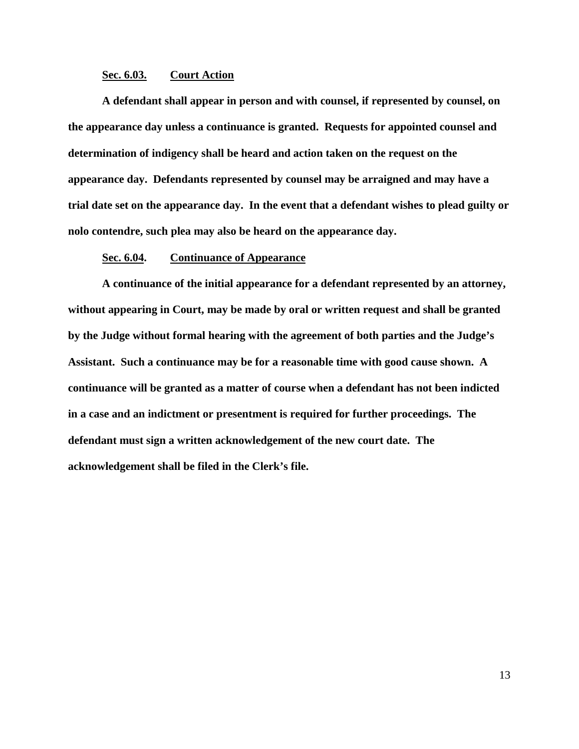**<u>Sec. 6.03.</u> <u>Court Action</u>**

**A defendant shall appear in person and with counsel, if represented by counsel, on the appearance day unless a continuance is granted. Requests for appointed counsel and determination of indigency shall be heard and action taken on the request on the appearance day. Defendants represented by counsel may be arraigned and may have a trial date set on the appearance day. In the event that a defendant wishes to plead guilty or nolo contendre, such plea may also be heard on the appearance day.**

**<u>Sec. 6.04</u>. <u>Continuance of Appearance</u>**

**A continuance of the initial appearance for a defendant represented by an attorney, without appearing in Court, may be made by oral or written request and shall be granted by the Judge without formal hearing with the agreement of both parties and the Judge's Assistant. Such a continuance may be for a reasonable time with good cause shown. A continuance will be granted as a matter of course when a defendant has not been indicted in a case and an indictment or presentment is required for further proceedings. The defendant must sign a written acknowledgement of the new court date. The acknowledgement shall be filed in the Clerk's file.**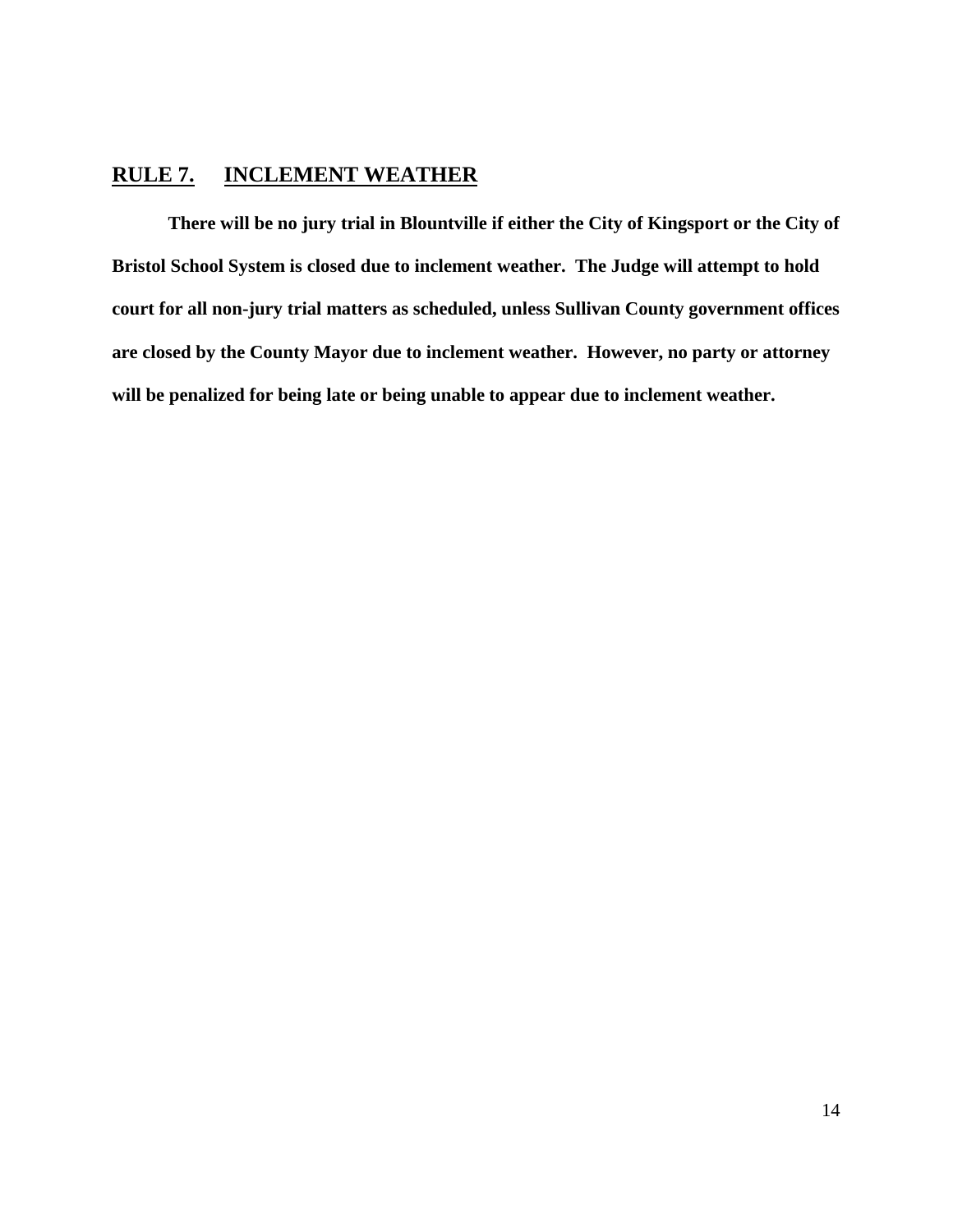## RULE 7. INCLEMENT WEATHER

**There will be no jury trial in Blountville if either the City of Kingsport or the City of Bristol School System is closed due to inclement weather. The Judge will attempt to hold court for all non-jury trial matters as scheduled, unless Sullivan County government offices are closed by the County Mayor due to inclement weather. However, no party or attorney will be penalized for being late or being unable to appear due to inclement weather.**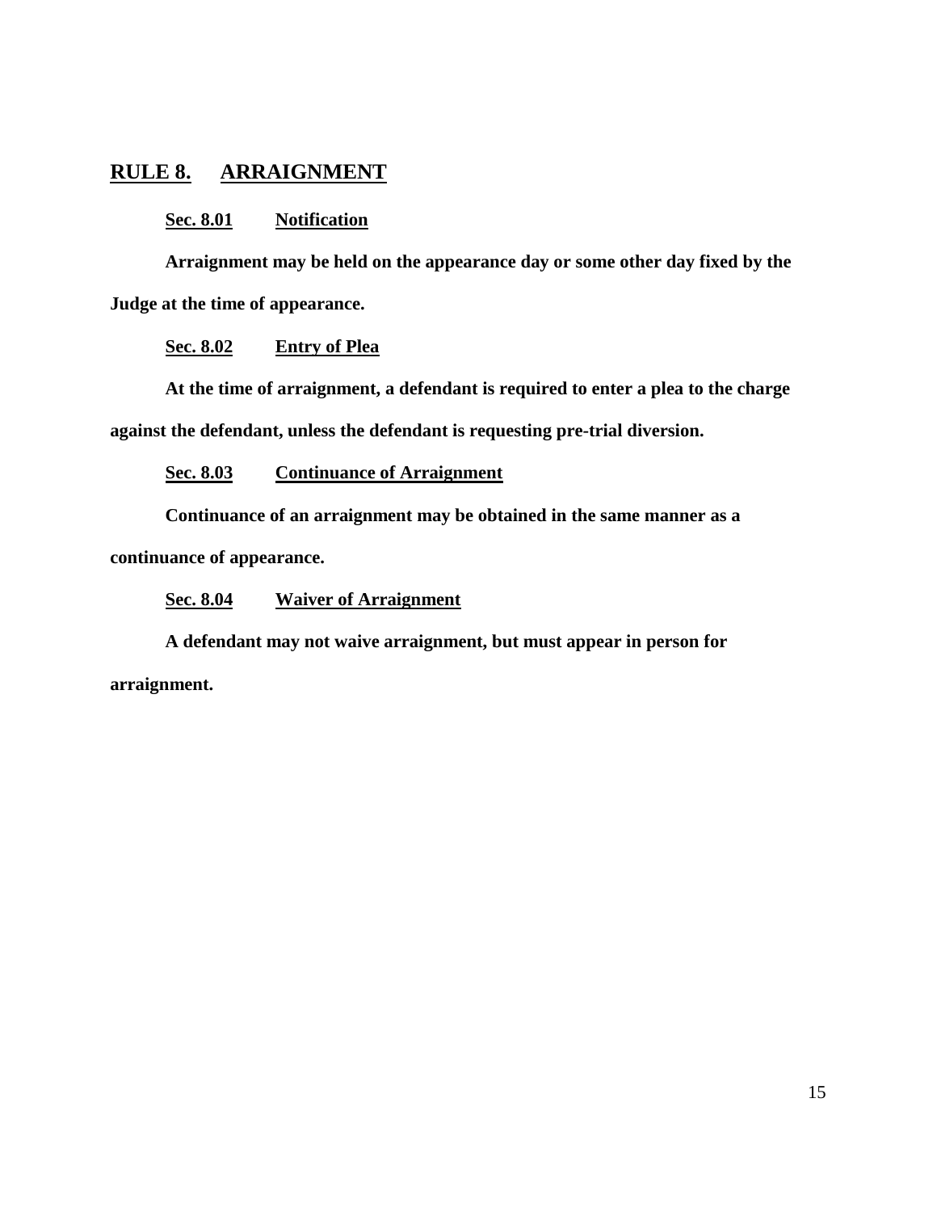## RULE 8. ARRAIGNMENT

### Sec. 8.01 Notification

**Arraignment may be held on the appearance day or some other day fixed by the Judge at the time of appearance.**

### Sec. 8.02 Entry of Plea

**At the time of arraignment, a defendant is required to enter a plea to the charge against the defendant, unless the defendant is requesting pre-trial diversion.**

### Sec. 8.03 Continuance of Arraignment

**Continuance of an arraignment may be obtained in the same manner as a continuance of appearance.**

### Sec. 8.04 Waiver of Arraignment

**A defendant may not waive arraignment, but must appear in person for arraignment.**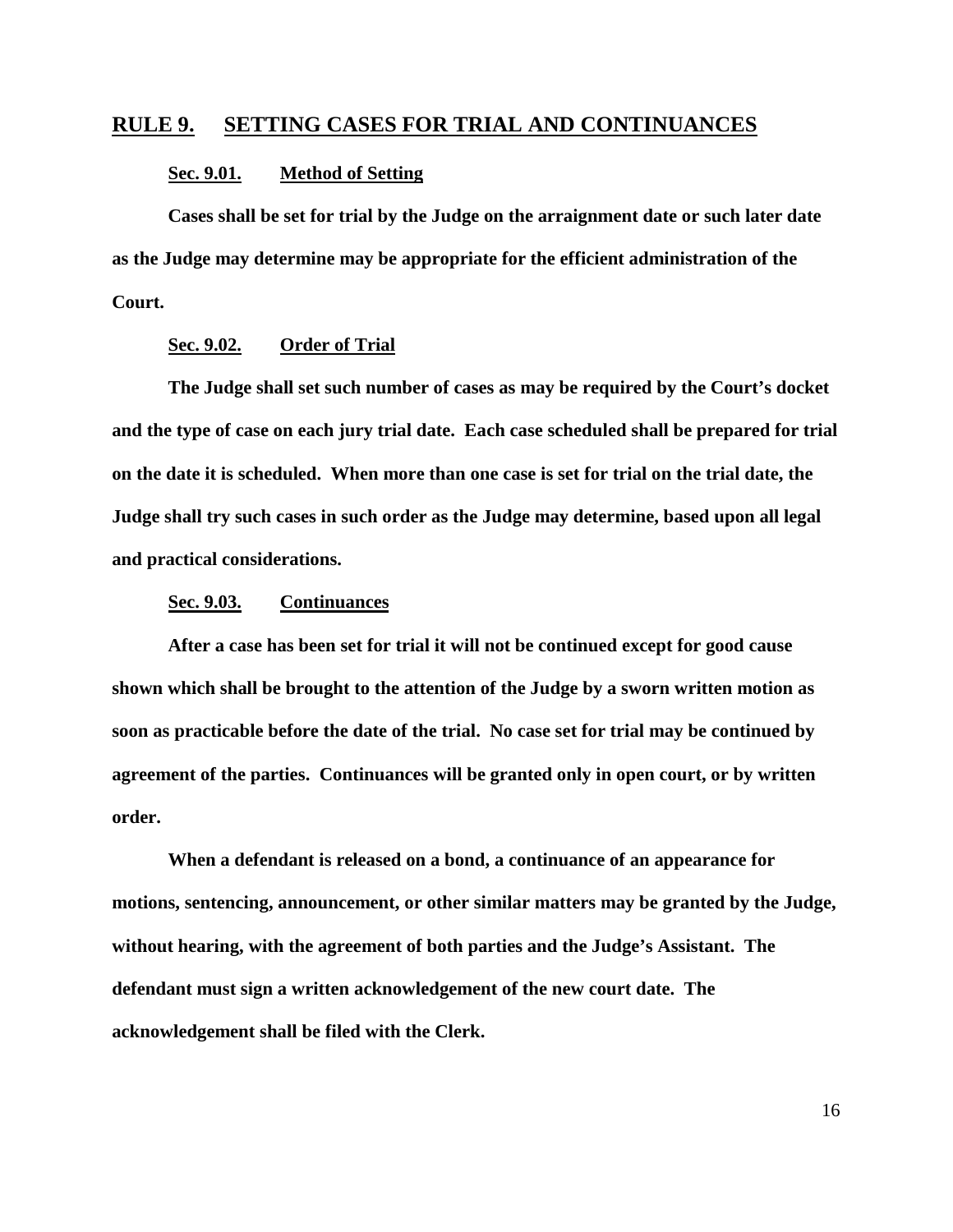## RULE 9. SETTING CASES FOR TRIAL AND CONTINUANCES

### Sec. 9.01. Method of Setting

**Cases shall be set for trial by the Judge on the arraignment date or such later date as the Judge may determine may be appropriate for the efficient administration of the Court.**

### Sec. 9.02. Order of Trial

**The Judge shall set such number of cases as may be required by the Court's docket and the type of case on each jury trial date. Each case scheduled shall be prepared for trial on the date it is scheduled. When more than one case is set for trial on the trial date, the Judge shall try such cases in such order as the Judge may determine, based upon all legal and practical considerations.**

### Sec. 9.03. Continuances

**After a case has been set for trial it will not be continued except for good cause shown which shall be brought to the attention of the Judge by a sworn written motion as soon as practicable before the date of the trial. No case set for trial may be continued by agreement of the parties. Continuances will be granted only in open court, or by written order.**

**When a defendant is released on a bond, a continuance of an appearance for motions, sentencing, announcement, or other similar matters may be granted by the Judge, without hearing, with the agreement of both parties and the Judge's Assistant. The defendant must sign a written acknowledgement of the new court date. The acknowledgement shall be filed with the Clerk.**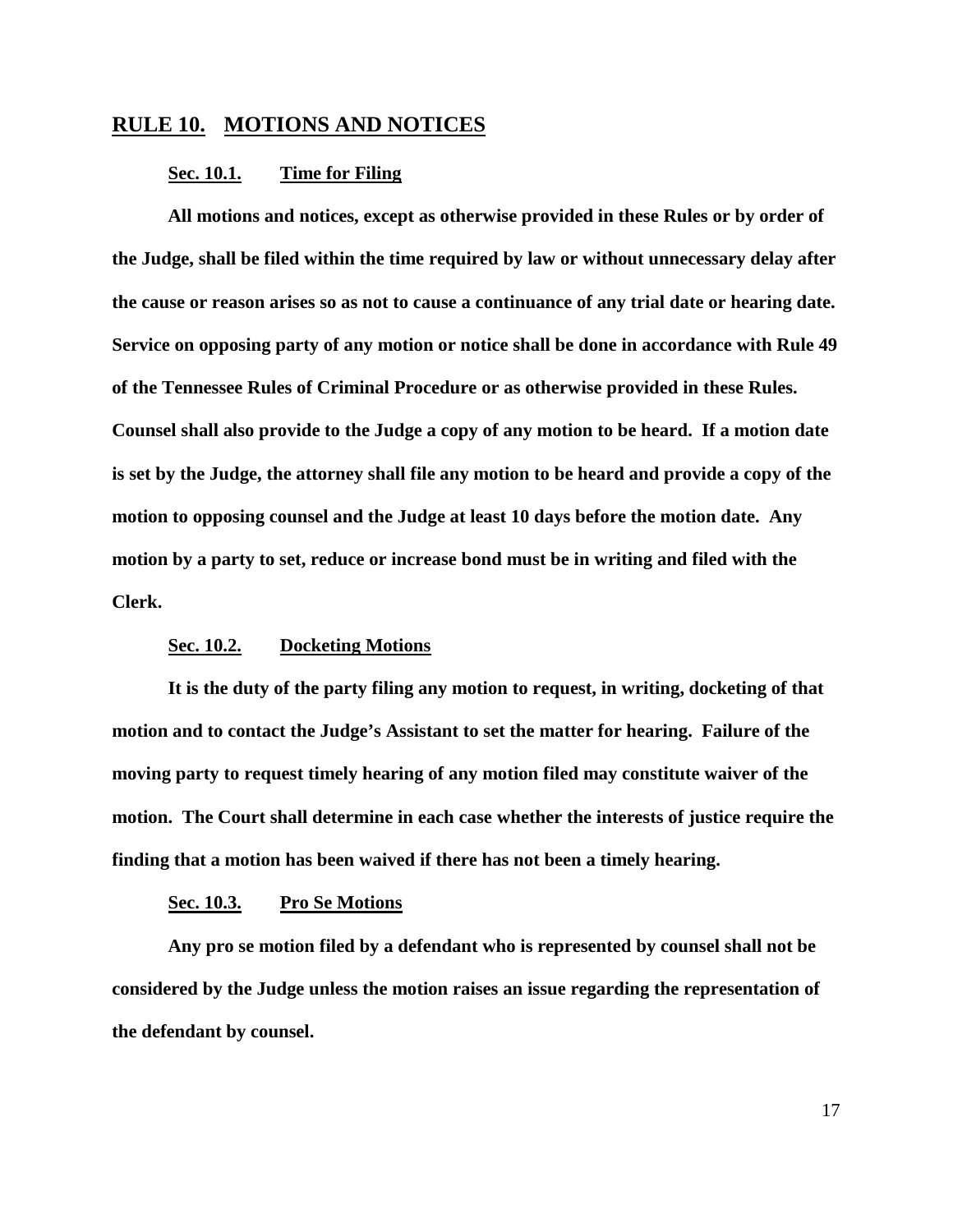## RULE 10. MOTIONS AND NOTICES

### Sec. 10.1. Time for Filing

**All motions and notices, except as otherwise provided in these Rules or by order of the Judge, shall be filed within the time required by law or without unnecessary delay after the cause or reason arises so as not to cause a continuance of any trial date or hearing date. Service on opposing party of any motion or notice shall be done in accordance with Rule 49 of the Tennessee Rules of Criminal Procedure or as otherwise provided in these Rules. Counsel shall also provide to the Judge a copy of any motion to be heard. If a motion date is set by the Judge, the attorney shall file any motion to be heard and provide a copy of the motion to opposing counsel and the Judge at least 10 days before the motion date. Any motion by a party to set, reduce or increase bond must be in writing and filed with the Clerk.**

### Sec. 10.2. Docketing Motions

**It is the duty of the party filing any motion to request, in writing, docketing of that motion and to contact the Judge's Assistant to set the matter for hearing. Failure of the moving party to request timely hearing of any motion filed may constitute waiver of the motion. The Court shall determine in each case whether the interests of justice require the finding that a motion has been waived if there has not been a timely hearing.**

### Sec. 10.3. Pro Se Motions

**Any pro se motion filed by a defendant who is represented by counsel shall not be considered by the Judge unless the motion raises an issue regarding the representation of the defendant by counsel.**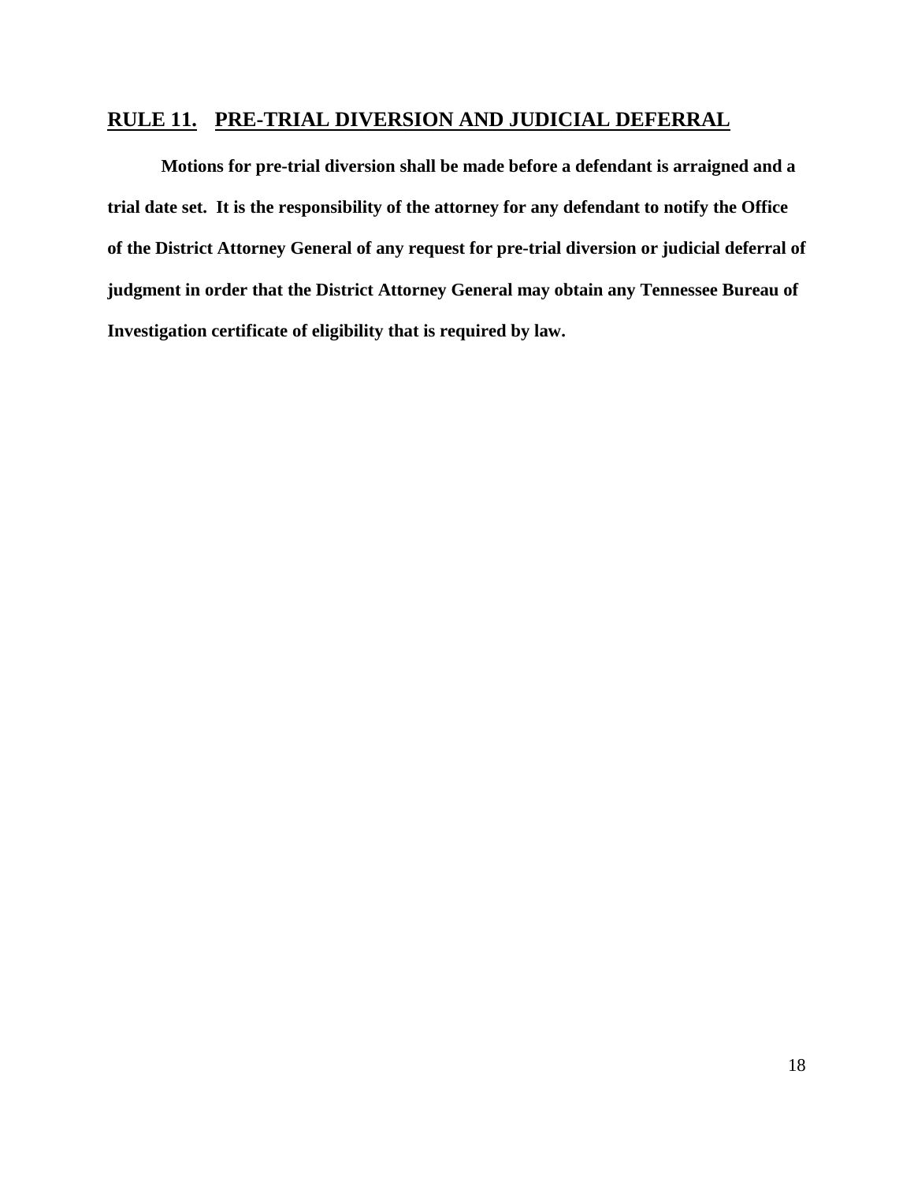## RULE 11. PRE-TRIAL DIVERSION AND JUDICIAL DEFERRAL

**Motions for pre-trial diversion shall be made before a defendant is arraigned and a trial date set. It is the responsibility of the attorney for any defendant to notify the Office of the District Attorney General of any request for pre-trial diversion or judicial deferral of judgment in order that the District Attorney General may obtain any Tennessee Bureau of Investigation certificate of eligibility that is required by law.**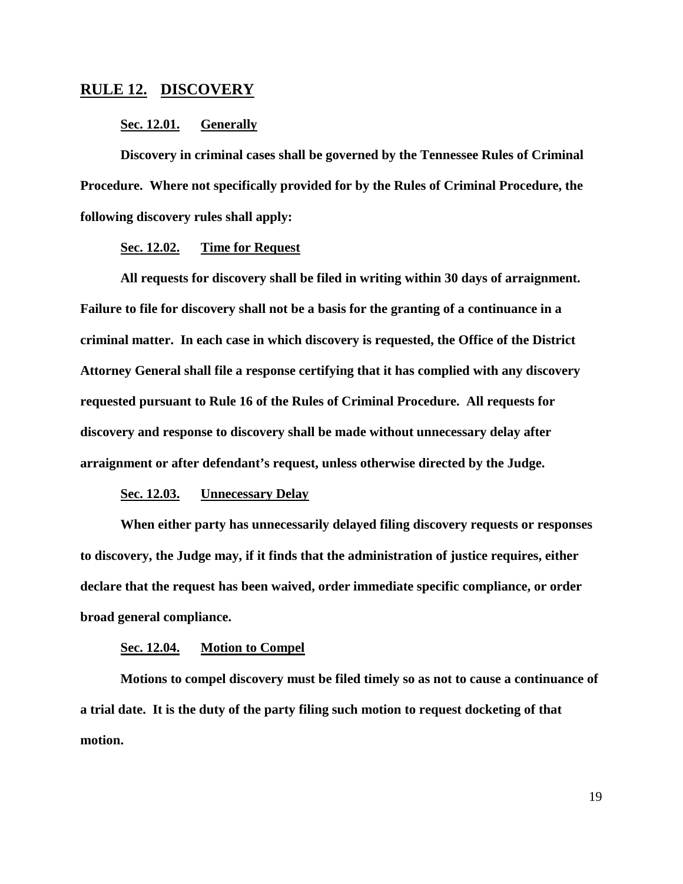## RULE 12. DISCOVERY

### Sec. 12.01. Generally

**Discovery in criminal cases shall be governed by the Tennessee Rules of Criminal Procedure. Where not specifically provided for by the Rules of Criminal Procedure, the following discovery rules shall apply:**

### Sec. 12.02. Time for Request

**All requests for discovery shall be filed in writing within 30 days of arraignment. Failure to file for discovery shall not be a basis for the granting of a continuance in a criminal matter. In each case in which discovery is requested, the Office of the District Attorney General shall file a response certifying that it has complied with any discovery requested pursuant to Rule 16 of the Rules of Criminal Procedure. All requests for discovery and response to discovery shall be made without unnecessary delay after arraignment or after defendant's request, unless otherwise directed by the Judge.**

### Sec. 12.03. Unnecessary Delay

**When either party has unnecessarily delayed filing discovery requests or responses to discovery, the Judge may, if it finds that the administration of justice requires, either declare that the request has been waived, order immediate specific compliance, or order broad general compliance.**

### Sec. 12.04. Motion to Compel

**Motions to compel discovery must be filed timely so as not to cause a continuance of a trial date. It is the duty of the party filing such motion to request docketing of that motion.**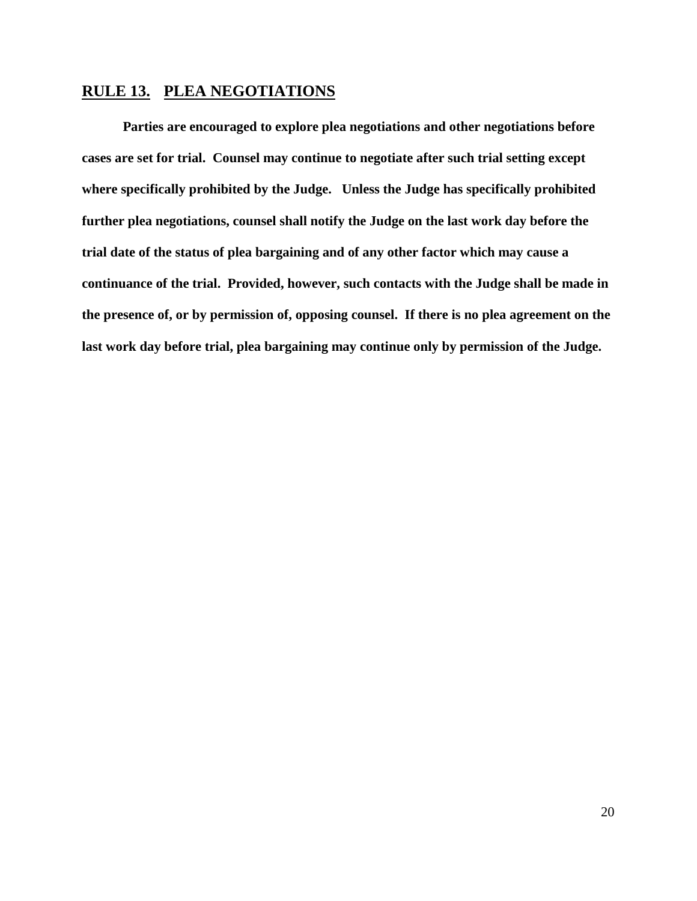## RULE 13. PLEA NEGOTIATIONS

**Parties are encouraged to explore plea negotiations and other negotiations before cases are set for trial. Counsel may continue to negotiate after such trial setting except where specifically prohibited by the Judge. Unless the Judge has specifically prohibited further plea negotiations, counsel shall notify the Judge on the last work day before the trial date of the status of plea bargaining and of any other factor which may cause a continuance of the trial. Provided, however, such contacts with the Judge shall be made in the presence of, or by permission of, opposing counsel. If there is no plea agreement on the last work day before trial, plea bargaining may continue only by permission of the Judge.**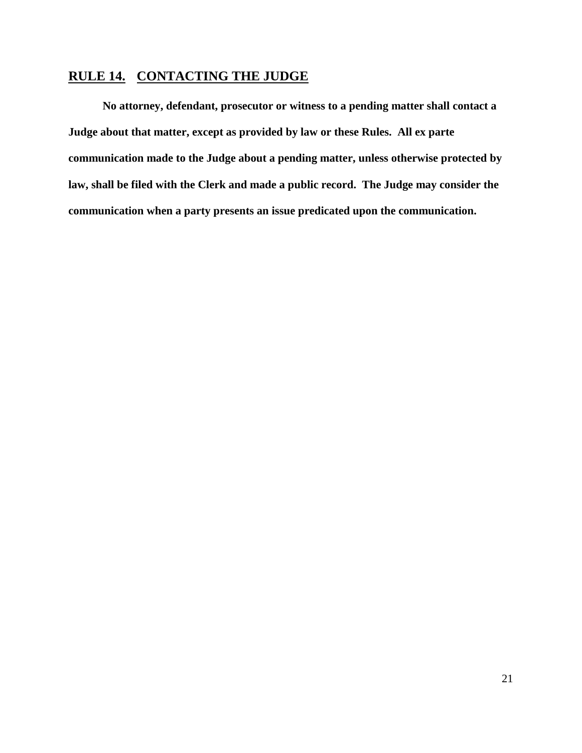## RULE 14. CONTACTING THE JUDGE

**No attorney, defendant, prosecutor or witness to a pending matter shall contact a Judge about that matter, except as provided by law or these Rules. All ex parte communication made to the Judge about a pending matter, unless otherwise protected by law, shall be filed with the Clerk and made a public record. The Judge may consider the communication when a party presents an issue predicated upon the communication.**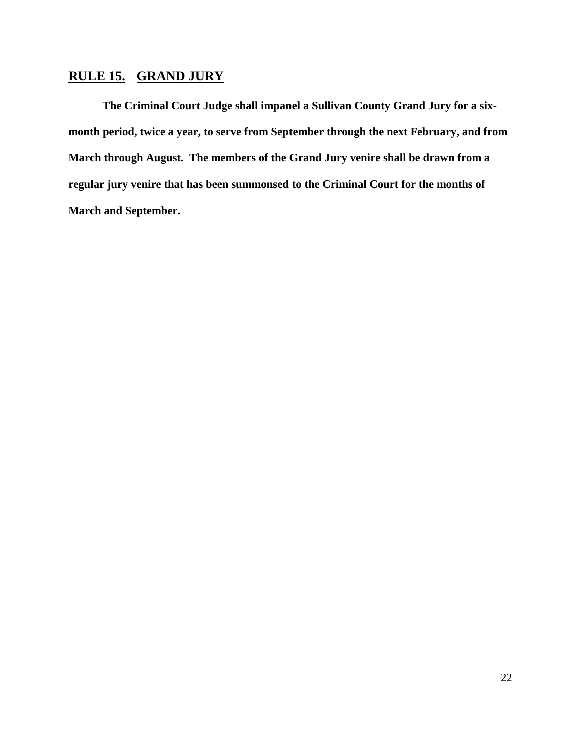## **RULE 15. GRAND JURY**

**The Criminal Court Judge shall impanel a Sullivan County Grand Jury for a six-month period, twice a year, to serve from September through the next February, and from March through August. The members of the Grand Jury venire shall be drawn from a regular jury venire that has been summonsed to the Criminal Court for the months of March and September.**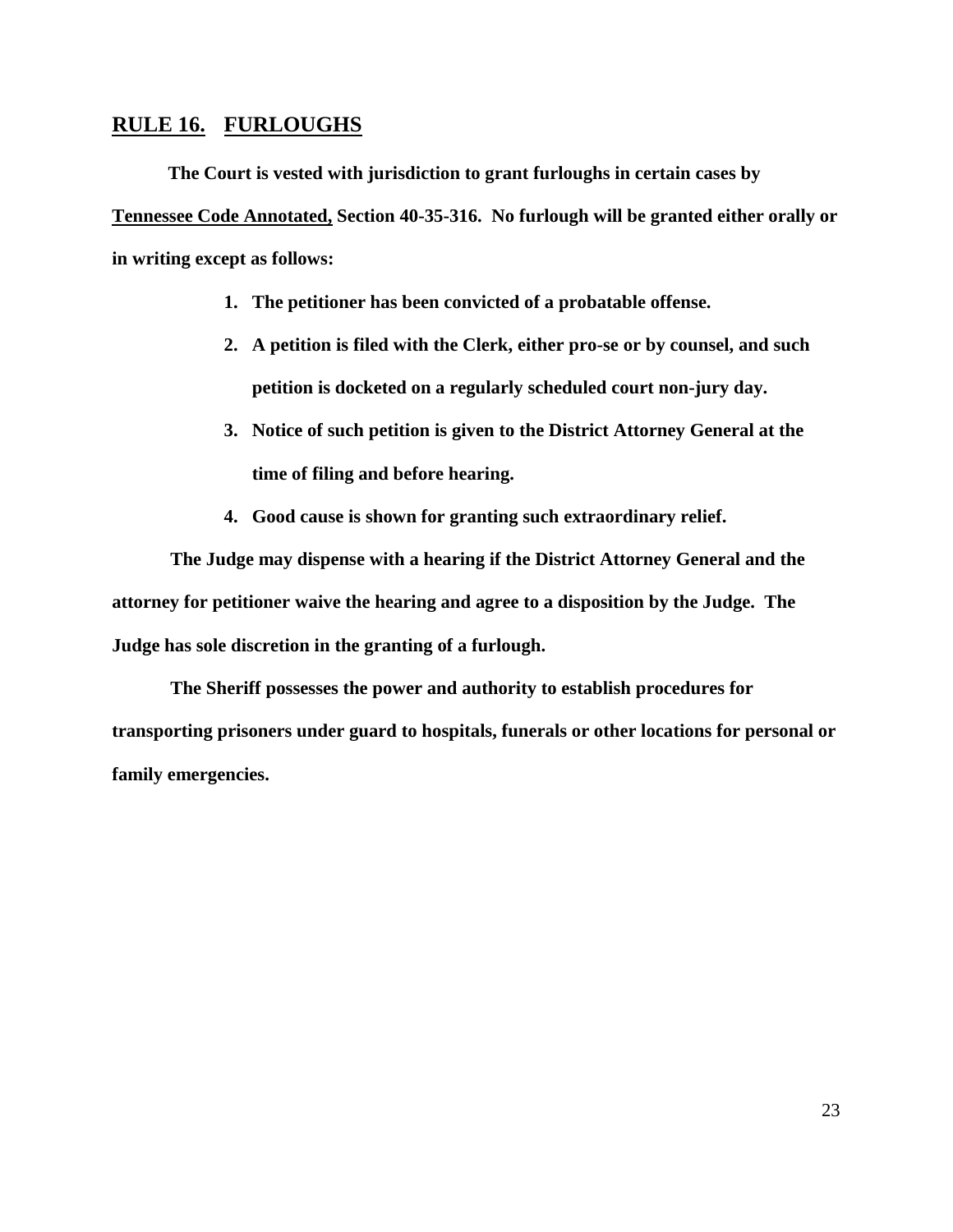## **RULE 16. FURLOUGHS**

**The Court is vested with jurisdiction to grant furloughs in certain cases by Tennessee Code Annotated, Section 40-35-316. No furlough will be granted either orally or in writing except as follows:**

1. **The petitioner has been convicted of a probatable offense.**
2. **A petition is filed with the Clerk, either pro-se or by counsel, and such petition is docketed on a regularly scheduled court non-jury day.**
3. **Notice of such petition is given to the District Attorney General at the time of filing and before hearing.**
4. **Good cause is shown for granting such extraordinary relief.**

**The Judge may dispense with a hearing if the District Attorney General and the attorney for petitioner waive the hearing and agree to a disposition by the Judge. The Judge has sole discretion in the granting of a furlough.**

**The Sheriff possesses the power and authority to establish procedures for transporting prisoners under guard to hospitals, funerals or other locations for personal or family emergencies.**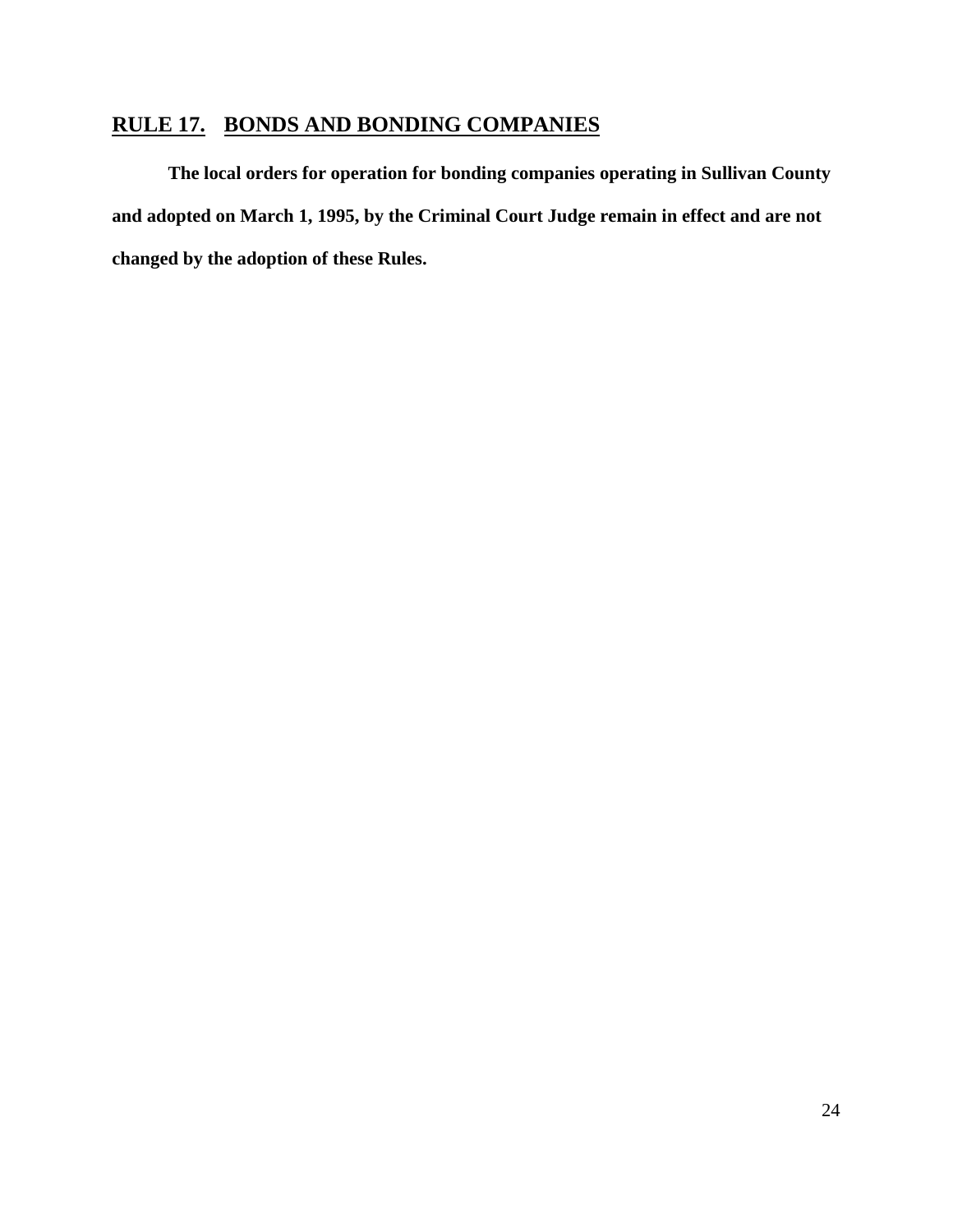## RULE 17. BONDS AND BONDING COMPANIES

**The local orders for operation for bonding companies operating in Sullivan County and adopted on March 1, 1995, by the Criminal Court Judge remain in effect and are not changed by the adoption of these Rules.**